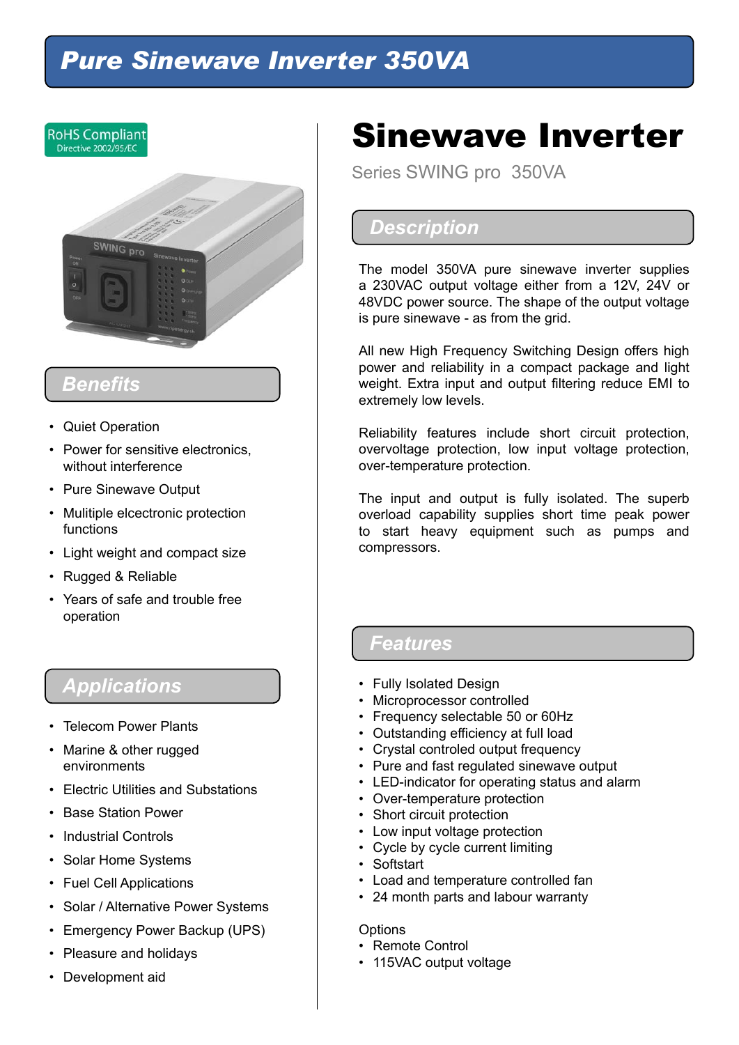# Pure Sinewave Inverter 350VA

RoHS Compliant
Directive 2002/95/EC

## Benefits

- Quiet Operation
- Power for sensitive electronics, without interference
- Pure Sinewave Output
- Mulitiple elcectronic protection functions
- Light weight and compact size
- Rugged & Reliable
- Years of safe and trouble free operation

## Applications

- Telecom Power Plants
- Marine & other rugged environments
- Electric Utilities and Substations
- Base Station Power
- Industrial Controls
- Solar Home Systems
- Fuel Cell Applications
- Solar / Alternative Power Systems
- Emergency Power Backup (UPS)
- Pleasure and holidays
- Development aid

# Sinewave Inverter

Series SWING pro 350VA

## Description

The model 350VA pure sinewave inverter supplies a 230VAC output voltage either from a 12V, 24V or 48VDC power source. The shape of the output voltage is pure sinewave - as from the grid.

All new High Frequency Switching Design offers high power and reliability in a compact package and light weight. Extra input and output filtering reduce EMI to extremely low levels.

Reliability features include short circuit protection, overvoltage protection, low input voltage protection, over-temperature protection.

The input and output is fully isolated. The superb overload capability supplies short time peak power to start heavy equipment such as pumps and compressors.

## Features

- Fully Isolated Design
- Microprocessor controlled
- Frequency selectable 50 or 60Hz
- Outstanding efficiency at full load
- Crystal controled output frequency
- Pure and fast regulated sinewave output
- LED-indicator for operating status and alarm
- Over-temperature protection
- Short circuit protection
- Low input voltage protection
- Cycle by cycle current limiting
- Softstart
- Load and temperature controlled fan
- 24 month parts and labour warranty

Options
- Remote Control
- 115VAC output voltage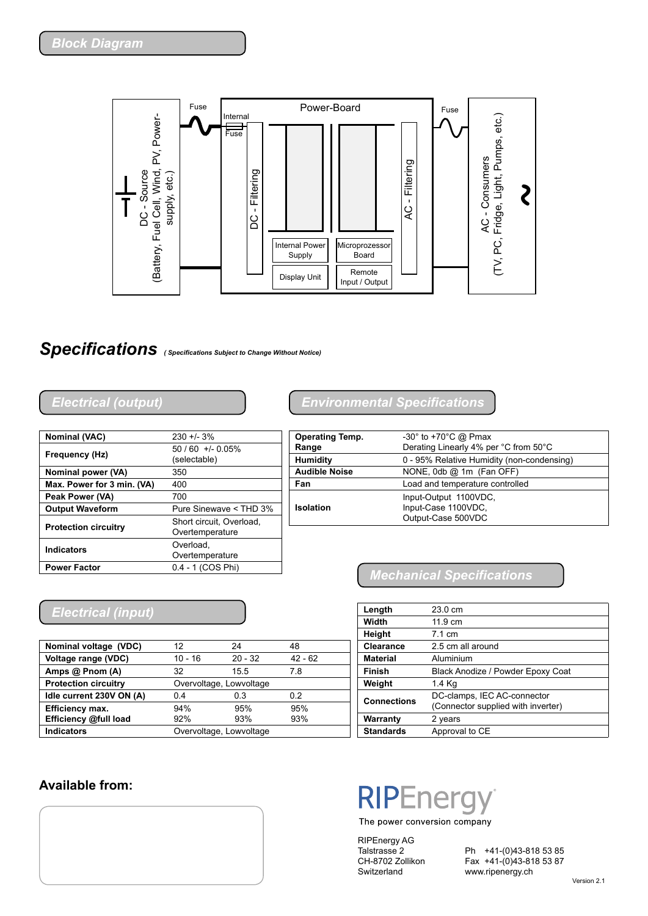## Block Diagram

DC - Source
(Battery, Fuel Cell, Wind, PV, Power-supply, etc.)

Fuse

Power-Board

Internal Fuse

DC - Filtering

Internal Power Supply

Microprozessor Board

Display Unit

Remote Input / Output

AC - Filtering

Fuse

AC - Consumers
(TV, PC, Fridge, Light, Pumps, etc.)

# Specifications *( Specifications Subject to Change Without Notice)*

## Electrical (output)

| | |
|---|---|
| **Nominal (VAC)** | 230 +/- 3% |
| **Frequency (Hz)** | 50 / 60 +/- 0.05% (selectable) |
| **Nominal power (VA)** | 350 |
| **Max. Power for 3 min. (VA)** | 400 |
| **Peak Power (VA)** | 700 |
| **Output Waveform** | Pure Sinewave < THD 3% |
| **Protection circuitry** | Short circuit, Overload, Overtemperature |
| **Indicators** | Overload, Overtemperature |
| **Power Factor** | 0.4 - 1 (COS Phi) |

## Electrical (input)

| | | | |
|---|---|---|---|
| **Nominal voltage (VDC)** | 12 | 24 | 48 |
| **Voltage range (VDC)** | 10 - 16 | 20 - 32 | 42 - 62 |
| **Amps @ Pnom (A)** | 32 | 15.5 | 7.8 |
| **Protection circuitry** | Overvoltage, Lowvoltage | | |
| **Idle current 230V ON (A)** | 0.4 | 0.3 | 0.2 |
| **Efficiency max.** | 94% | 95% | 95% |
| **Efficiency @full load** | 92% | 93% | 93% |
| **Indicators** | Overvoltage, Lowvoltage | | |

## Environmental Specifications

| | |
|---|---|
| **Operating Temp. Range** | -30° to +70°C @ Pmax<br>Derating Linearly 4% per °C from 50°C |
| **Humidity** | 0 - 95% Relative Humidity (non-condensing) |
| **Audible Noise** | NONE, 0db @ 1m (Fan OFF) |
| **Fan** | Load and temperature controlled |
| **Isolation** | Input-Output 1100VDC,<br>Input-Case 1100VDC,<br>Output-Case 500VDC |

## Mechanical Specifications

| | |
|---|---|
| **Length** | 23.0 cm |
| **Width** | 11.9 cm |
| **Height** | 7.1 cm |
| **Clearance** | 2.5 cm all around |
| **Material** | Aluminium |
| **Finish** | Black Anodize / Powder Epoxy Coat |
| **Weight** | 1.4 Kg |
| **Connections** | DC-clamps, IEC AC-connector (Connector supplied with inverter) |
| **Warranty** | 2 years |
| **Standards** | Approval to CE |

### Available from:

RIPEnergy
The power conversion company

RIPEnergy AG
Talstrasse 2
CH-8702 Zollikon
Switzerland

Ph +41-(0)43-818 53 85
Fax +41-(0)43-818 53 87
www.ripenergy.ch

Version 2.1